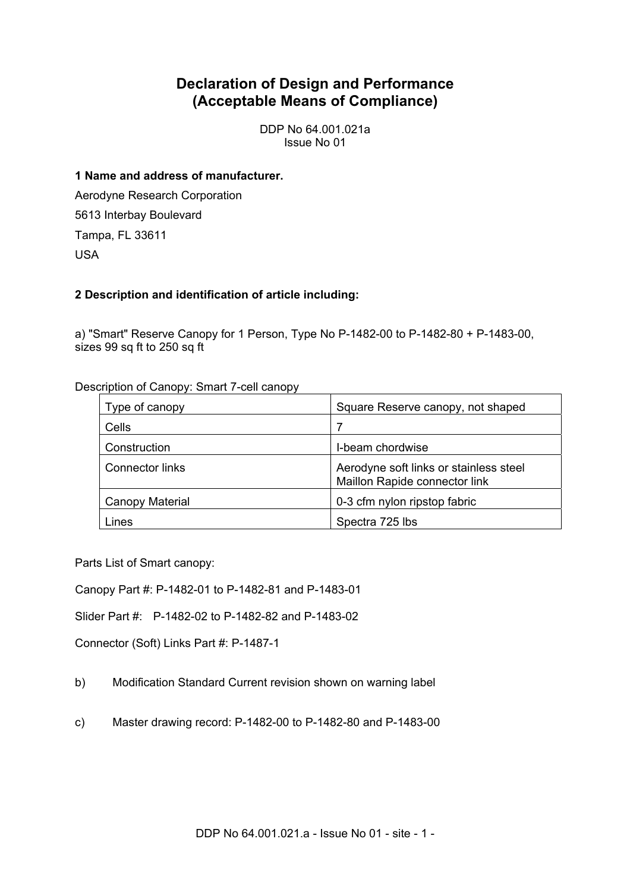# Declaration of Design and Performance (Acceptable Means of Compliance)

DDP No 64.001.021a
Issue No 01

**1 Name and address of manufacturer.**

Aerodyne Research Corporation

5613 Interbay Boulevard

Tampa, FL 33611

USA

**2 Description and identification of article including:**

a) "Smart" Reserve Canopy for 1 Person, Type No P-1482-00 to P-1482-80 + P-1483-00, sizes 99 sq ft to 250 sq ft

Description of Canopy: Smart 7-cell canopy

| | |
|---|---|
| Type of canopy | Square Reserve canopy, not shaped |
| Cells | 7 |
| Construction | I-beam chordwise |
| Connector links | Aerodyne soft links or stainless steel Maillon Rapide connector link |
| Canopy Material | 0-3 cfm nylon ripstop fabric |
| Lines | Spectra 725 lbs |

Parts List of Smart canopy:

Canopy Part #: P-1482-01 to P-1482-81 and P-1483-01

Slider Part #: P-1482-02 to P-1482-82 and P-1483-02

Connector (Soft) Links Part #: P-1487-1

b) Modification Standard Current revision shown on warning label

c) Master drawing record: P-1482-00 to P-1482-80 and P-1483-00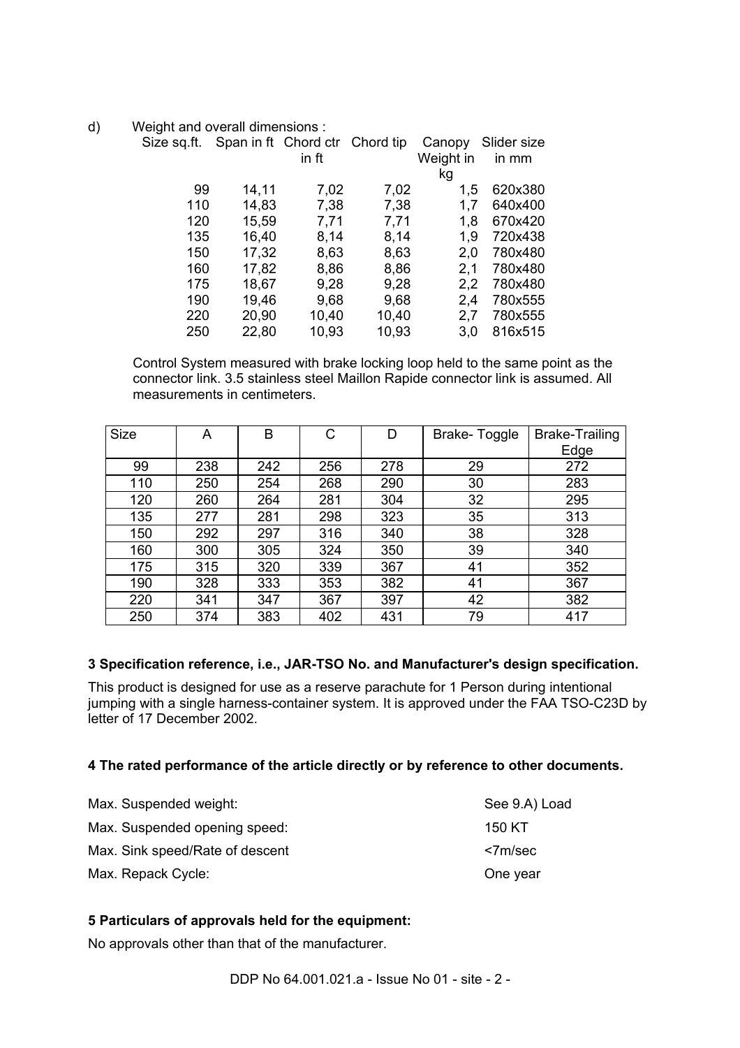d) Weight and overall dimensions :

| Size sq.ft. | Span in ft | Chord ctr in ft | Chord tip | Canopy Weight in kg | Slider size in mm |
|---|---|---|---|---|---|
| 99 | 14,11 | 7,02 | 7,02 | 1,5 | 620x380 |
| 110 | 14,83 | 7,38 | 7,38 | 1,7 | 640x400 |
| 120 | 15,59 | 7,71 | 7,71 | 1,8 | 670x420 |
| 135 | 16,40 | 8,14 | 8,14 | 1,9 | 720x438 |
| 150 | 17,32 | 8,63 | 8,63 | 2,0 | 780x480 |
| 160 | 17,82 | 8,86 | 8,86 | 2,1 | 780x480 |
| 175 | 18,67 | 9,28 | 9,28 | 2,2 | 780x480 |
| 190 | 19,46 | 9,68 | 9,68 | 2,4 | 780x555 |
| 220 | 20,90 | 10,40 | 10,40 | 2,7 | 780x555 |
| 250 | 22,80 | 10,93 | 10,93 | 3,0 | 816x515 |

Control System measured with brake locking loop held to the same point as the connector link. 3.5 stainless steel Maillon Rapide connector link is assumed. All measurements in centimeters.

| Size | A | B | C | D | Brake- Toggle | Brake-Trailing Edge |
|---|---|---|---|---|---|---|
| 99 | 238 | 242 | 256 | 278 | 29 | 272 |
| 110 | 250 | 254 | 268 | 290 | 30 | 283 |
| 120 | 260 | 264 | 281 | 304 | 32 | 295 |
| 135 | 277 | 281 | 298 | 323 | 35 | 313 |
| 150 | 292 | 297 | 316 | 340 | 38 | 328 |
| 160 | 300 | 305 | 324 | 350 | 39 | 340 |
| 175 | 315 | 320 | 339 | 367 | 41 | 352 |
| 190 | 328 | 333 | 353 | 382 | 41 | 367 |
| 220 | 341 | 347 | 367 | 397 | 42 | 382 |
| 250 | 374 | 383 | 402 | 431 | 79 | 417 |

### 3 Specification reference, i.e., JAR-TSO No. and Manufacturer's design specification.

This product is designed for use as a reserve parachute for 1 Person during intentional jumping with a single harness-container system. It is approved under the FAA TSO-C23D by letter of 17 December 2002.

### 4 The rated performance of the article directly or by reference to other documents.

| | |
|---|---|
| Max. Suspended weight: | See 9.A) Load |
| Max. Suspended opening speed: | 150 KT |
| Max. Sink speed/Rate of descent | <7m/sec |
| Max. Repack Cycle: | One year |

### 5 Particulars of approvals held for the equipment:

No approvals other than that of the manufacturer.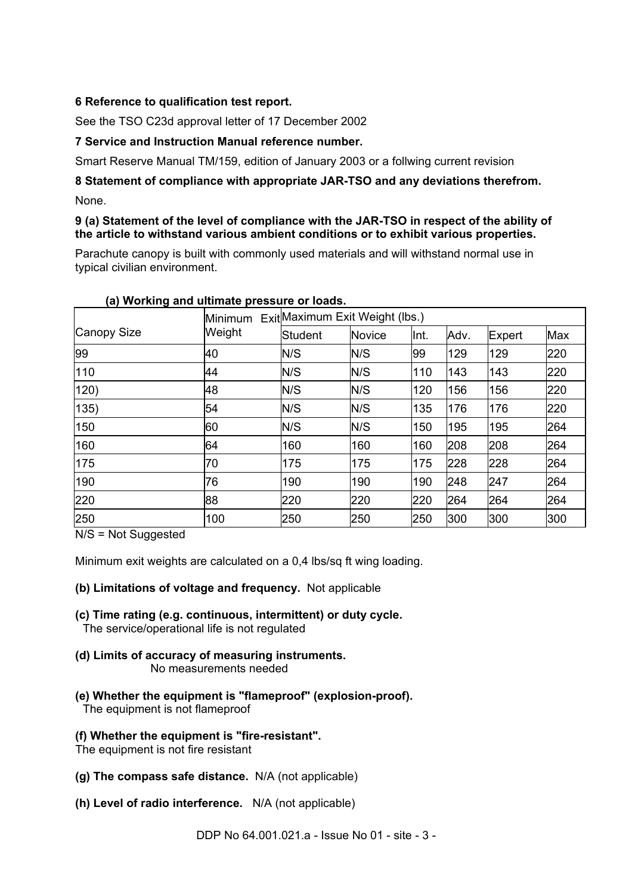**6 Reference to qualification test report.**

See the TSO C23d approval letter of 17 December 2002

**7 Service and Instruction Manual reference number.**

Smart Reserve Manual TM/159, edition of January 2003 or a follwing current revision

**8 Statement of compliance with appropriate JAR-TSO and any deviations therefrom.**

None.

**9 (a) Statement of the level of compliance with the JAR-TSO in respect of the ability of the article to withstand various ambient conditions or to exhibit various properties.**

Parachute canopy is built with commonly used materials and will withstand normal use in typical civilian environment.

**(a) Working and ultimate pressure or loads.**

| Canopy Size | Minimum Exit Weight | Maximum Exit Weight (lbs.) | | | | | |
|---|---|---|---|---|---|---|---|
| | | Student | Novice | Int. | Adv. | Expert | Max |
| 99 | 40 | N/S | N/S | 99 | 129 | 129 | 220 |
| 110 | 44 | N/S | N/S | 110 | 143 | 143 | 220 |
| 120) | 48 | N/S | N/S | 120 | 156 | 156 | 220 |
| 135) | 54 | N/S | N/S | 135 | 176 | 176 | 220 |
| 150 | 60 | N/S | N/S | 150 | 195 | 195 | 264 |
| 160 | 64 | 160 | 160 | 160 | 208 | 208 | 264 |
| 175 | 70 | 175 | 175 | 175 | 228 | 228 | 264 |
| 190 | 76 | 190 | 190 | 190 | 248 | 247 | 264 |
| 220 | 88 | 220 | 220 | 220 | 264 | 264 | 264 |
| 250 | 100 | 250 | 250 | 250 | 300 | 300 | 300 |

N/S = Not Suggested

Minimum exit weights are calculated on a 0,4 lbs/sq ft wing loading.

**(b) Limitations of voltage and frequency.** Not applicable

**(c) Time rating (e.g. continuous, intermittent) or duty cycle.**
The service/operational life is not regulated

**(d) Limits of accuracy of measuring instruments.**
No measurements needed

**(e) Whether the equipment is "flameproof" (explosion-proof).**
The equipment is not flameproof

**(f) Whether the equipment is "fire-resistant".**
The equipment is not fire resistant

**(g) The compass safe distance.** N/A (not applicable)

**(h) Level of radio interference.** N/A (not applicable)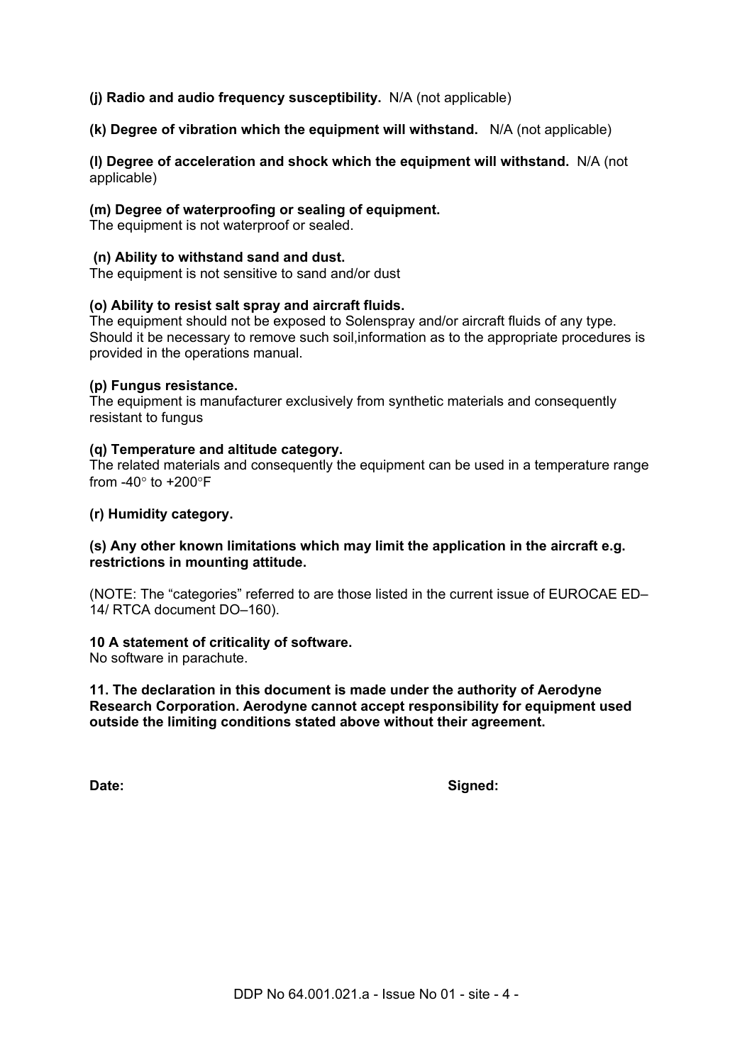**(j) Radio and audio frequency susceptibility.** N/A (not applicable)

**(k) Degree of vibration which the equipment will withstand.** N/A (not applicable)

**(l) Degree of acceleration and shock which the equipment will withstand.** N/A (not applicable)

**(m) Degree of waterproofing or sealing of equipment.**
The equipment is not waterproof or sealed.

**(n) Ability to withstand sand and dust.**
The equipment is not sensitive to sand and/or dust

**(o) Ability to resist salt spray and aircraft fluids.**
The equipment should not be exposed to Solenspray and/or aircraft fluids of any type. Should it be necessary to remove such soil,information as to the appropriate procedures is provided in the operations manual.

**(p) Fungus resistance.**
The equipment is manufacturer exclusively from synthetic materials and consequently resistant to fungus

**(q) Temperature and altitude category.**
The related materials and consequently the equipment can be used in a temperature range from -40° to +200°F

**(r) Humidity category.**

**(s) Any other known limitations which may limit the application in the aircraft e.g. restrictions in mounting attitude.**

(NOTE: The "categories" referred to are those listed in the current issue of EUROCAE ED–14/ RTCA document DO–160).

**10 A statement of criticality of software.**
No software in parachute.

**11. The declaration in this document is made under the authority of Aerodyne Research Corporation. Aerodyne cannot accept responsibility for equipment used outside the limiting conditions stated above without their agreement.**

**Date:** **Signed:**

DDP No 64.001.021.a - Issue No 01